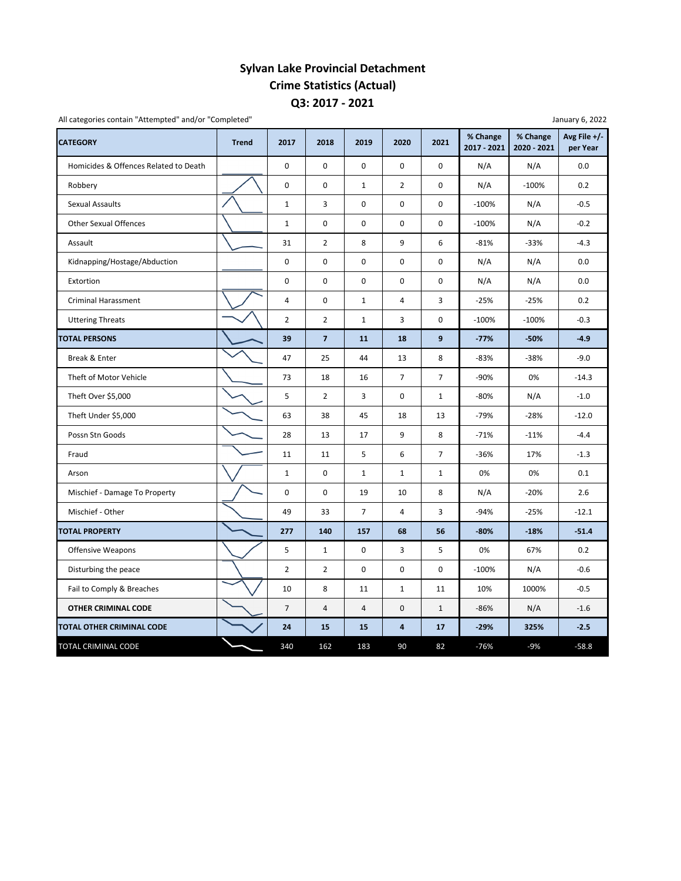# Sylvan Lake Provincial Detachment
## Crime Statistics (Actual)
## Q3: 2017 - 2021

All categories contain "Attempted" and/or "Completed"

January 6, 2022

| CATEGORY | Trend | 2017 | 2018 | 2019 | 2020 | 2021 | % Change 2017 - 2021 | % Change 2020 - 2021 | Avg File +/- per Year |
|---|---|---|---|---|---|---|---|---|---|
| Homicides & Offences Related to Death | | 0 | 0 | 0 | 0 | 0 | N/A | N/A | 0.0 |
| Robbery | | 0 | 0 | 1 | 2 | 0 | N/A | -100% | 0.2 |
| Sexual Assaults | | 1 | 3 | 0 | 0 | 0 | -100% | N/A | -0.5 |
| Other Sexual Offences | | 1 | 0 | 0 | 0 | 0 | -100% | N/A | -0.2 |
| Assault | | 31 | 2 | 8 | 9 | 6 | -81% | -33% | -4.3 |
| Kidnapping/Hostage/Abduction | | 0 | 0 | 0 | 0 | 0 | N/A | N/A | 0.0 |
| Extortion | | 0 | 0 | 0 | 0 | 0 | N/A | N/A | 0.0 |
| Criminal Harassment | | 4 | 0 | 1 | 4 | 3 | -25% | -25% | 0.2 |
| Uttering Threats | | 2 | 2 | 1 | 3 | 0 | -100% | -100% | -0.3 |
| **TOTAL PERSONS** | | **39** | **7** | **11** | **18** | **9** | **-77%** | **-50%** | **-4.9** |
| Break & Enter | | 47 | 25 | 44 | 13 | 8 | -83% | -38% | -9.0 |
| Theft of Motor Vehicle | | 73 | 18 | 16 | 7 | 7 | -90% | 0% | -14.3 |
| Theft Over $5,000 | | 5 | 2 | 3 | 0 | 1 | -80% | N/A | -1.0 |
| Theft Under $5,000 | | 63 | 38 | 45 | 18 | 13 | -79% | -28% | -12.0 |
| Possn Stn Goods | | 28 | 13 | 17 | 9 | 8 | -71% | -11% | -4.4 |
| Fraud | | 11 | 11 | 5 | 6 | 7 | -36% | 17% | -1.3 |
| Arson | | 1 | 0 | 1 | 1 | 1 | 0% | 0% | 0.1 |
| Mischief - Damage To Property | | 0 | 0 | 19 | 10 | 8 | N/A | -20% | 2.6 |
| Mischief - Other | | 49 | 33 | 7 | 4 | 3 | -94% | -25% | -12.1 |
| **TOTAL PROPERTY** | | **277** | **140** | **157** | **68** | **56** | **-80%** | **-18%** | **-51.4** |
| Offensive Weapons | | 5 | 1 | 0 | 3 | 5 | 0% | 67% | 0.2 |
| Disturbing the peace | | 2 | 2 | 0 | 0 | 0 | -100% | N/A | -0.6 |
| Fail to Comply & Breaches | | 10 | 8 | 11 | 1 | 11 | 10% | 1000% | -0.5 |
| **OTHER CRIMINAL CODE** | | 7 | 4 | 4 | 0 | 1 | -86% | N/A | -1.6 |
| **TOTAL OTHER CRIMINAL CODE** | | **24** | **15** | **15** | **4** | **17** | **-29%** | **325%** | **-2.5** |
| TOTAL CRIMINAL CODE | | 340 | 162 | 183 | 90 | 82 | -76% | -9% | -58.8 |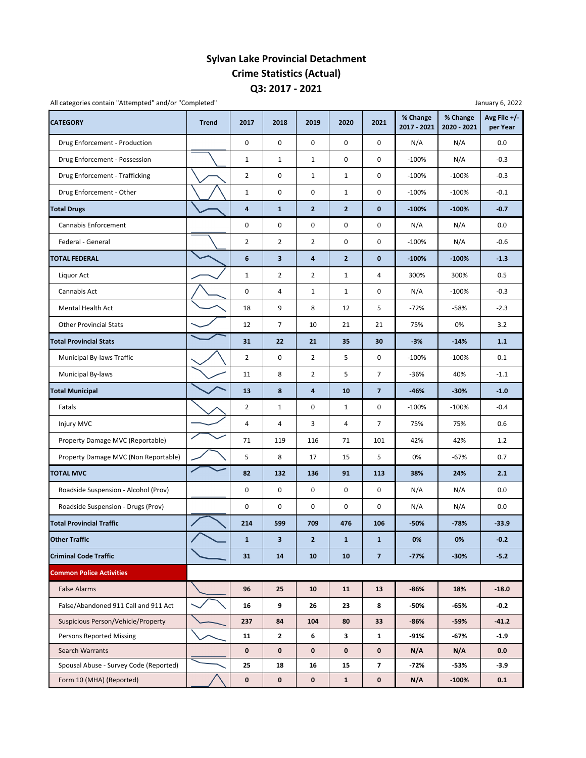# Sylvan Lake Provincial Detachment
## Crime Statistics (Actual)
## Q3: 2017 - 2021

All categories contain "Attempted" and/or "Completed"

January 6, 2022

| CATEGORY | Trend | 2017 | 2018 | 2019 | 2020 | 2021 | % Change 2017 - 2021 | % Change 2020 - 2021 | Avg File +/- per Year |
|---|---|---|---|---|---|---|---|---|---|
| Drug Enforcement - Production | | 0 | 0 | 0 | 0 | 0 | N/A | N/A | 0.0 |
| Drug Enforcement - Possession | | 1 | 1 | 1 | 0 | 0 | -100% | N/A | -0.3 |
| Drug Enforcement - Trafficking | | 2 | 0 | 1 | 1 | 0 | -100% | -100% | -0.3 |
| Drug Enforcement - Other | | 1 | 0 | 0 | 1 | 0 | -100% | -100% | -0.1 |
| **Total Drugs** | | **4** | **1** | **2** | **2** | **0** | **-100%** | **-100%** | **-0.7** |
| Cannabis Enforcement | | 0 | 0 | 0 | 0 | 0 | N/A | N/A | 0.0 |
| Federal - General | | 2 | 2 | 2 | 0 | 0 | -100% | N/A | -0.6 |
| **TOTAL FEDERAL** | | **6** | **3** | **4** | **2** | **0** | **-100%** | **-100%** | **-1.3** |
| Liquor Act | | 1 | 2 | 2 | 1 | 4 | 300% | 300% | 0.5 |
| Cannabis Act | | 0 | 4 | 1 | 1 | 0 | N/A | -100% | -0.3 |
| Mental Health Act | | 18 | 9 | 8 | 12 | 5 | -72% | -58% | -2.3 |
| Other Provincial Stats | | 12 | 7 | 10 | 21 | 21 | 75% | 0% | 3.2 |
| **Total Provincial Stats** | | **31** | **22** | **21** | **35** | **30** | **-3%** | **-14%** | **1.1** |
| Municipal By-laws Traffic | | 2 | 0 | 2 | 5 | 0 | -100% | -100% | 0.1 |
| Municipal By-laws | | 11 | 8 | 2 | 5 | 7 | -36% | 40% | -1.1 |
| **Total Municipal** | | **13** | **8** | **4** | **10** | **7** | **-46%** | **-30%** | **-1.0** |
| Fatals | | 2 | 1 | 0 | 1 | 0 | -100% | -100% | -0.4 |
| Injury MVC | | 4 | 4 | 3 | 4 | 7 | 75% | 75% | 0.6 |
| Property Damage MVC (Reportable) | | 71 | 119 | 116 | 71 | 101 | 42% | 42% | 1.2 |
| Property Damage MVC (Non Reportable) | | 5 | 8 | 17 | 15 | 5 | 0% | -67% | 0.7 |
| **TOTAL MVC** | | **82** | **132** | **136** | **91** | **113** | **38%** | **24%** | **2.1** |
| Roadside Suspension - Alcohol (Prov) | | 0 | 0 | 0 | 0 | 0 | N/A | N/A | 0.0 |
| Roadside Suspension - Drugs (Prov) | | 0 | 0 | 0 | 0 | 0 | N/A | N/A | 0.0 |
| **Total Provincial Traffic** | | **214** | **599** | **709** | **476** | **106** | **-50%** | **-78%** | **-33.9** |
| **Other Traffic** | | **1** | **3** | **2** | **1** | **1** | **0%** | **0%** | **-0.2** |
| **Criminal Code Traffic** | | **31** | **14** | **10** | **10** | **7** | **-77%** | **-30%** | **-5.2** |
| **Common Police Activities** | | | | | | | | | |
| False Alarms | | **96** | **25** | **10** | **11** | **13** | **-86%** | **18%** | **-18.0** |
| False/Abandoned 911 Call and 911 Act | | **16** | **9** | **26** | **23** | **8** | **-50%** | **-65%** | **-0.2** |
| Suspicious Person/Vehicle/Property | | **237** | **84** | **104** | **80** | **33** | **-86%** | **-59%** | **-41.2** |
| Persons Reported Missing | | **11** | **2** | **6** | **3** | **1** | **-91%** | **-67%** | **-1.9** |
| Search Warrants | | **0** | **0** | **0** | **0** | **0** | **N/A** | **N/A** | **0.0** |
| Spousal Abuse - Survey Code (Reported) | | **25** | **18** | **16** | **15** | **7** | **-72%** | **-53%** | **-3.9** |
| Form 10 (MHA) (Reported) | | **0** | **0** | **0** | **1** | **0** | **N/A** | **-100%** | **0.1** |